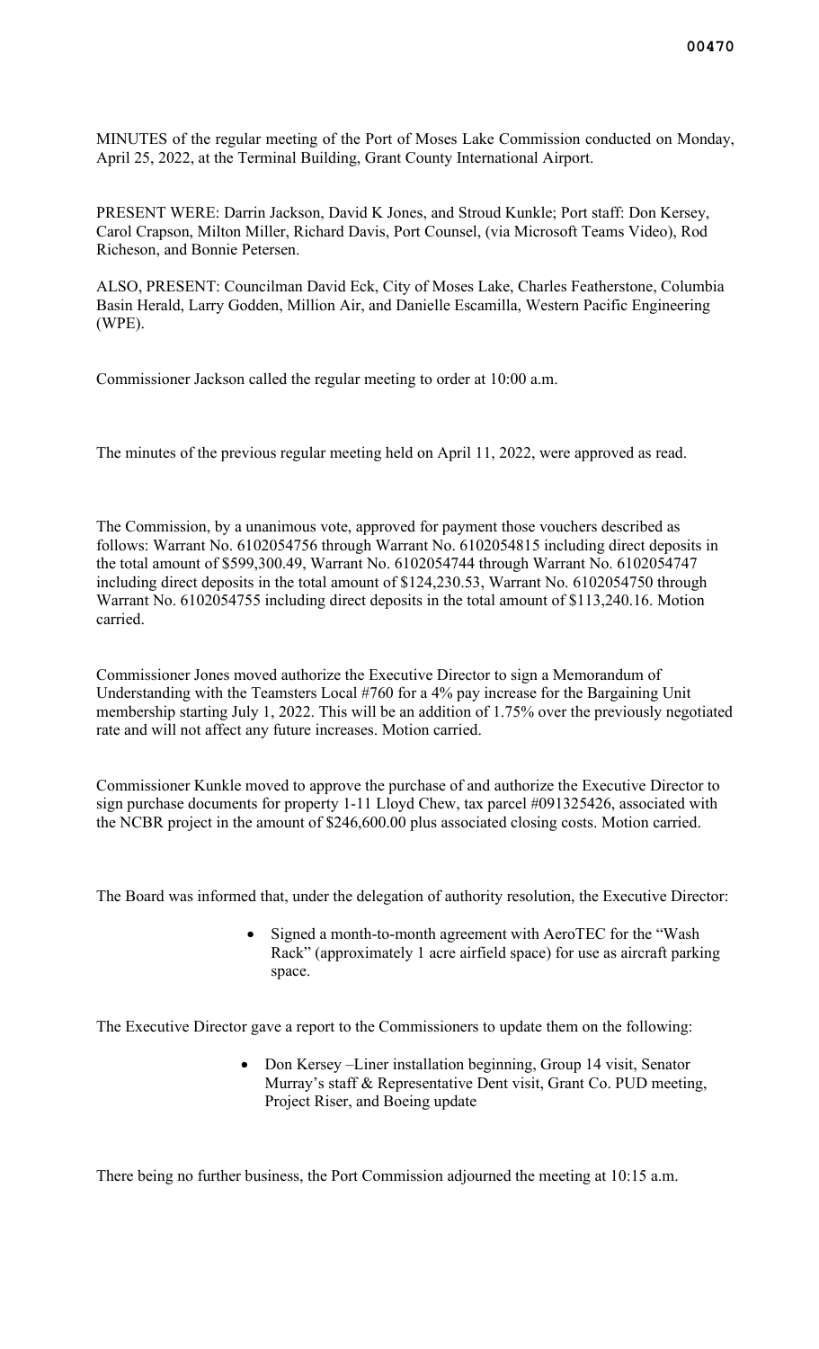MINUTES of the regular meeting of the Port of Moses Lake Commission conducted on Monday, April 25, 2022, at the Terminal Building, Grant County International Airport.

PRESENT WERE: Darrin Jackson, David K Jones, and Stroud Kunkle; Port staff: Don Kersey, Carol Crapson, Milton Miller, Richard Davis, Port Counsel, (via Microsoft Teams Video), Rod Richeson, and Bonnie Petersen.

ALSO, PRESENT: Councilman David Eck, City of Moses Lake, Charles Featherstone, Columbia Basin Herald, Larry Godden, Million Air, and Danielle Escamilla, Western Pacific Engineering (WPE).

Commissioner Jackson called the regular meeting to order at 10:00 a.m.

The minutes of the previous regular meeting held on April 11, 2022, were approved as read.

The Commission, by a unanimous vote, approved for payment those vouchers described as follows: Warrant No. 6102054756 through Warrant No. 6102054815 including direct deposits in the total amount of $599,300.49, Warrant No. 6102054744 through Warrant No. 6102054747 including direct deposits in the total amount of $124,230.53, Warrant No. 6102054750 through Warrant No. 6102054755 including direct deposits in the total amount of $113,240.16. Motion carried.

Commissioner Jones moved authorize the Executive Director to sign a Memorandum of Understanding with the Teamsters Local #760 for a 4% pay increase for the Bargaining Unit membership starting July 1, 2022. This will be an addition of 1.75% over the previously negotiated rate and will not affect any future increases. Motion carried.

Commissioner Kunkle moved to approve the purchase of and authorize the Executive Director to sign purchase documents for property 1-11 Lloyd Chew, tax parcel #091325426, associated with the NCBR project in the amount of $246,600.00 plus associated closing costs. Motion carried.

The Board was informed that, under the delegation of authority resolution, the Executive Director:

- Signed a month-to-month agreement with AeroTEC for the "Wash Rack" (approximately 1 acre airfield space) for use as aircraft parking space.

The Executive Director gave a report to the Commissioners to update them on the following:

- Don Kersey –Liner installation beginning, Group 14 visit, Senator Murray's staff & Representative Dent visit, Grant Co. PUD meeting, Project Riser, and Boeing update

There being no further business, the Port Commission adjourned the meeting at 10:15 a.m.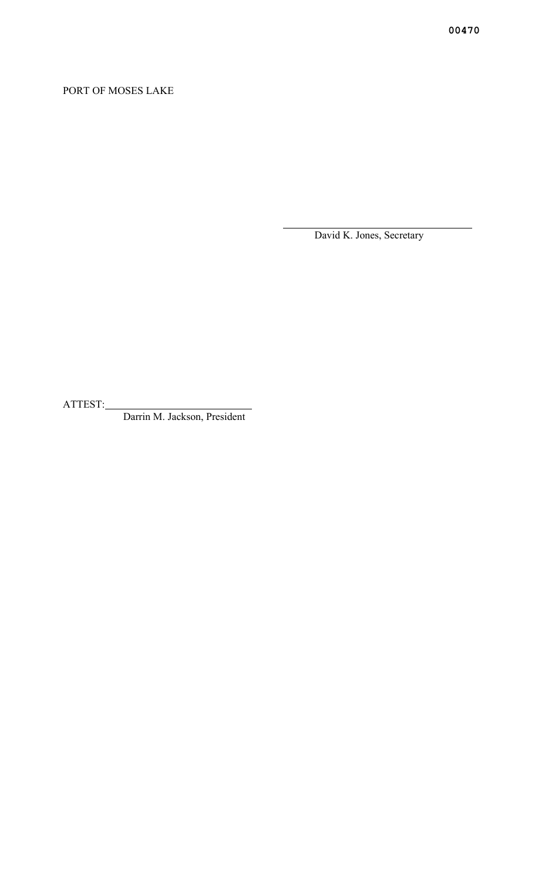PORT OF MOSES LAKE

\_\_\_\_\_\_\_\_\_\_\_\_\_\_\_\_\_\_\_\_\_\_\_\_\_\_\_\_\_\_

David K. Jones, Secretary

ATTEST:\_\_\_\_\_\_\_\_\_\_\_\_\_\_\_\_\_\_\_\_\_\_\_\_\_\_\_\_

Darrin M. Jackson, President